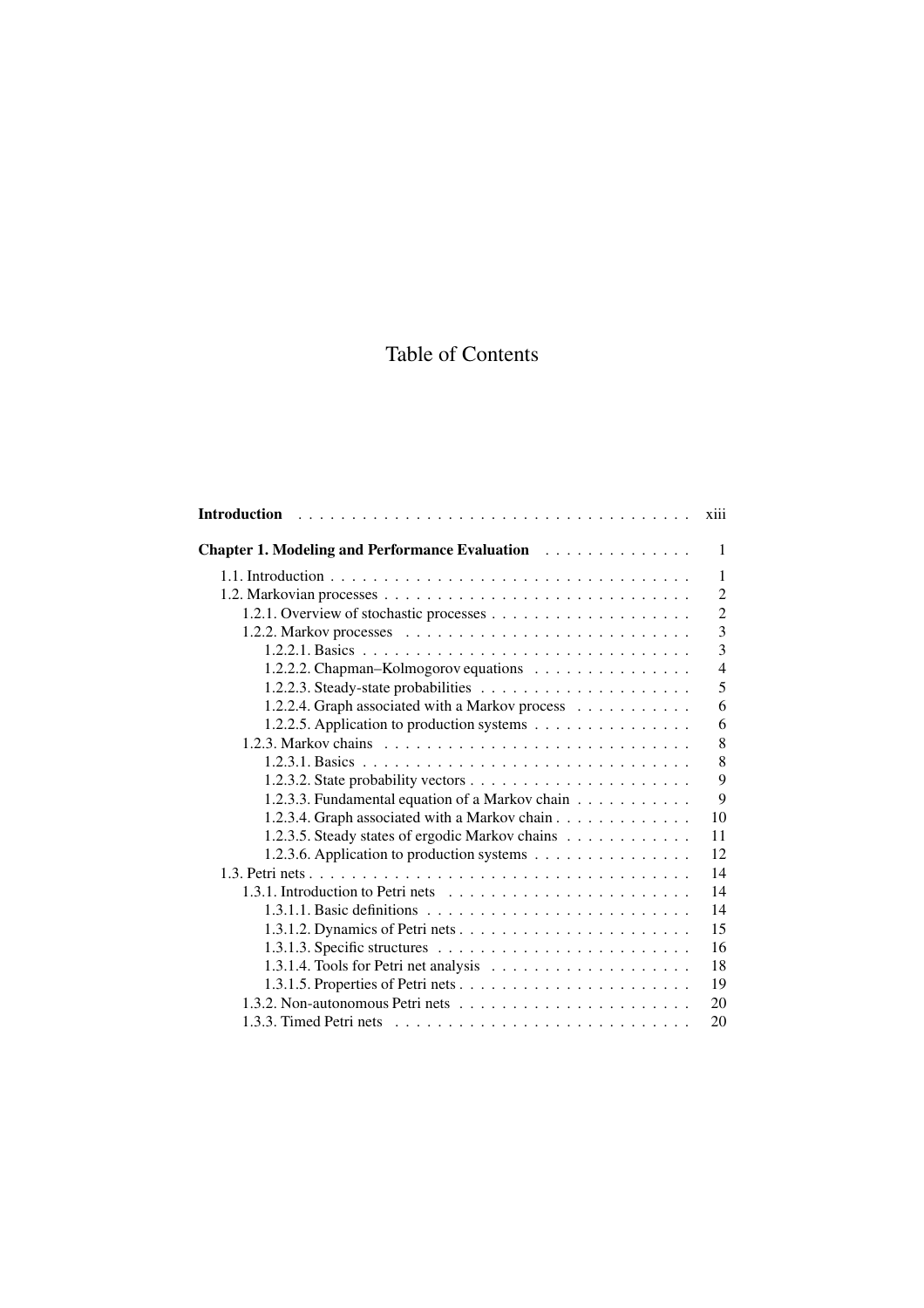# Table of Contents

**Introduction** . . . . . . . . . . . . . . . . . . . . . . . . . . . . . . . . . . . . . xiii

**Chapter 1. Modeling and Performance Evaluation** . . . . . . . . . . . . . . 1

1.1. Introduction . . . . . . . . . . . . . . . . . . . . . . . . . . . . . . . . . . . 1
1.2. Markovian processes . . . . . . . . . . . . . . . . . . . . . . . . . . . . . . 2
1.2.1. Overview of stochastic processes . . . . . . . . . . . . . . . . . . . . 2
1.2.2. Markov processes . . . . . . . . . . . . . . . . . . . . . . . . . . . . 3
1.2.2.1. Basics . . . . . . . . . . . . . . . . . . . . . . . . . . . . . . . . . 3
1.2.2.2. Chapman–Kolmogorov equations . . . . . . . . . . . . . . . . 4
1.2.2.3. Steady-state probabilities . . . . . . . . . . . . . . . . . . . . . . 5
1.2.2.4. Graph associated with a Markov process . . . . . . . . . . . . 6
1.2.2.5. Application to production systems . . . . . . . . . . . . . . . . 6
1.2.3. Markov chains . . . . . . . . . . . . . . . . . . . . . . . . . . . . . . 8
1.2.3.1. Basics . . . . . . . . . . . . . . . . . . . . . . . . . . . . . . . . . 8
1.2.3.2. State probability vectors . . . . . . . . . . . . . . . . . . . . . . 9
1.2.3.3. Fundamental equation of a Markov chain . . . . . . . . . . . . 9
1.2.3.4. Graph associated with a Markov chain . . . . . . . . . . . . . 10
1.2.3.5. Steady states of ergodic Markov chains . . . . . . . . . . . . . 11
1.2.3.6. Application to production systems . . . . . . . . . . . . . . . . 12
1.3. Petri nets . . . . . . . . . . . . . . . . . . . . . . . . . . . . . . . . . . . . 14
1.3.1. Introduction to Petri nets . . . . . . . . . . . . . . . . . . . . . . . . 14
1.3.1.1. Basic definitions . . . . . . . . . . . . . . . . . . . . . . . . . . . 14
1.3.1.2. Dynamics of Petri nets . . . . . . . . . . . . . . . . . . . . . . . 15
1.3.1.3. Specific structures . . . . . . . . . . . . . . . . . . . . . . . . . . 16
1.3.1.4. Tools for Petri net analysis . . . . . . . . . . . . . . . . . . . . . 18
1.3.1.5. Properties of Petri nets . . . . . . . . . . . . . . . . . . . . . . . 19
1.3.2. Non-autonomous Petri nets . . . . . . . . . . . . . . . . . . . . . . . 20
1.3.3. Timed Petri nets . . . . . . . . . . . . . . . . . . . . . . . . . . . . . 20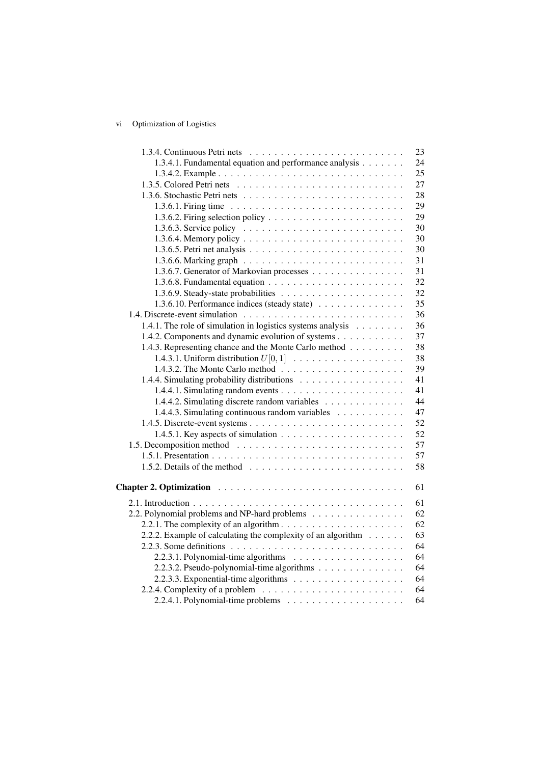1.3.4. Continuous Petri nets . . . . . . . . . . . . . . . . . . . . . . . . . 23
1.3.4.1. Fundamental equation and performance analysis . . . . . . . 24
1.3.4.2. Example . . . . . . . . . . . . . . . . . . . . . . . . . . . . . 25
1.3.5. Colored Petri nets . . . . . . . . . . . . . . . . . . . . . . . . . . 27
1.3.6. Stochastic Petri nets . . . . . . . . . . . . . . . . . . . . . . . . . 28
1.3.6.1. Firing time . . . . . . . . . . . . . . . . . . . . . . . . . . . 29
1.3.6.2. Firing selection policy . . . . . . . . . . . . . . . . . . . . . 29
1.3.6.3. Service policy . . . . . . . . . . . . . . . . . . . . . . . . . 30
1.3.6.4. Memory policy . . . . . . . . . . . . . . . . . . . . . . . . . 30
1.3.6.5. Petri net analysis . . . . . . . . . . . . . . . . . . . . . . . . 30
1.3.6.6. Marking graph . . . . . . . . . . . . . . . . . . . . . . . . . 31
1.3.6.7. Generator of Markovian processes . . . . . . . . . . . . . . . 31
1.3.6.8. Fundamental equation . . . . . . . . . . . . . . . . . . . . . 32
1.3.6.9. Steady-state probabilities . . . . . . . . . . . . . . . . . . . . 32
1.3.6.10. Performance indices (steady state) . . . . . . . . . . . . . . 35
1.4. Discrete-event simulation . . . . . . . . . . . . . . . . . . . . . . . . . 36
1.4.1. The role of simulation in logistics systems analysis . . . . . . . . 36
1.4.2. Components and dynamic evolution of systems . . . . . . . . . . . 37
1.4.3. Representing chance and the Monte Carlo method . . . . . . . . . 38
1.4.3.1. Uniform distribution $U[0, 1]$ . . . . . . . . . . . . . . . . . 38
1.4.3.2. The Monte Carlo method . . . . . . . . . . . . . . . . . . . . 39
1.4.4. Simulating probability distributions . . . . . . . . . . . . . . . . . 41
1.4.4.1. Simulating random events . . . . . . . . . . . . . . . . . . . 41
1.4.4.2. Simulating discrete random variables . . . . . . . . . . . . . 44
1.4.4.3. Simulating continuous random variables . . . . . . . . . . . 47
1.4.5. Discrete-event systems . . . . . . . . . . . . . . . . . . . . . . . . 52
1.4.5.1. Key aspects of simulation . . . . . . . . . . . . . . . . . . . . 52
1.5. Decomposition method . . . . . . . . . . . . . . . . . . . . . . . . . . 57
1.5.1. Presentation . . . . . . . . . . . . . . . . . . . . . . . . . . . . . . 57
1.5.2. Details of the method . . . . . . . . . . . . . . . . . . . . . . . . . 58

**Chapter 2. Optimization** . . . . . . . . . . . . . . . . . . . . . . . . . . . . 61

2.1. Introduction . . . . . . . . . . . . . . . . . . . . . . . . . . . . . . . . . 61
2.2. Polynomial problems and NP-hard problems . . . . . . . . . . . . . . . 62
2.2.1. The complexity of an algorithm . . . . . . . . . . . . . . . . . . . . 62
2.2.2. Example of calculating the complexity of an algorithm . . . . . . 63
2.2.3. Some definitions . . . . . . . . . . . . . . . . . . . . . . . . . . . . 64
2.2.3.1. Polynomial-time algorithms . . . . . . . . . . . . . . . . . . . 64
2.2.3.2. Pseudo-polynomial-time algorithms . . . . . . . . . . . . . . 64
2.2.3.3. Exponential-time algorithms . . . . . . . . . . . . . . . . . . 64
2.2.4. Complexity of a problem . . . . . . . . . . . . . . . . . . . . . . . 64
2.2.4.1. Polynomial-time problems . . . . . . . . . . . . . . . . . . . 64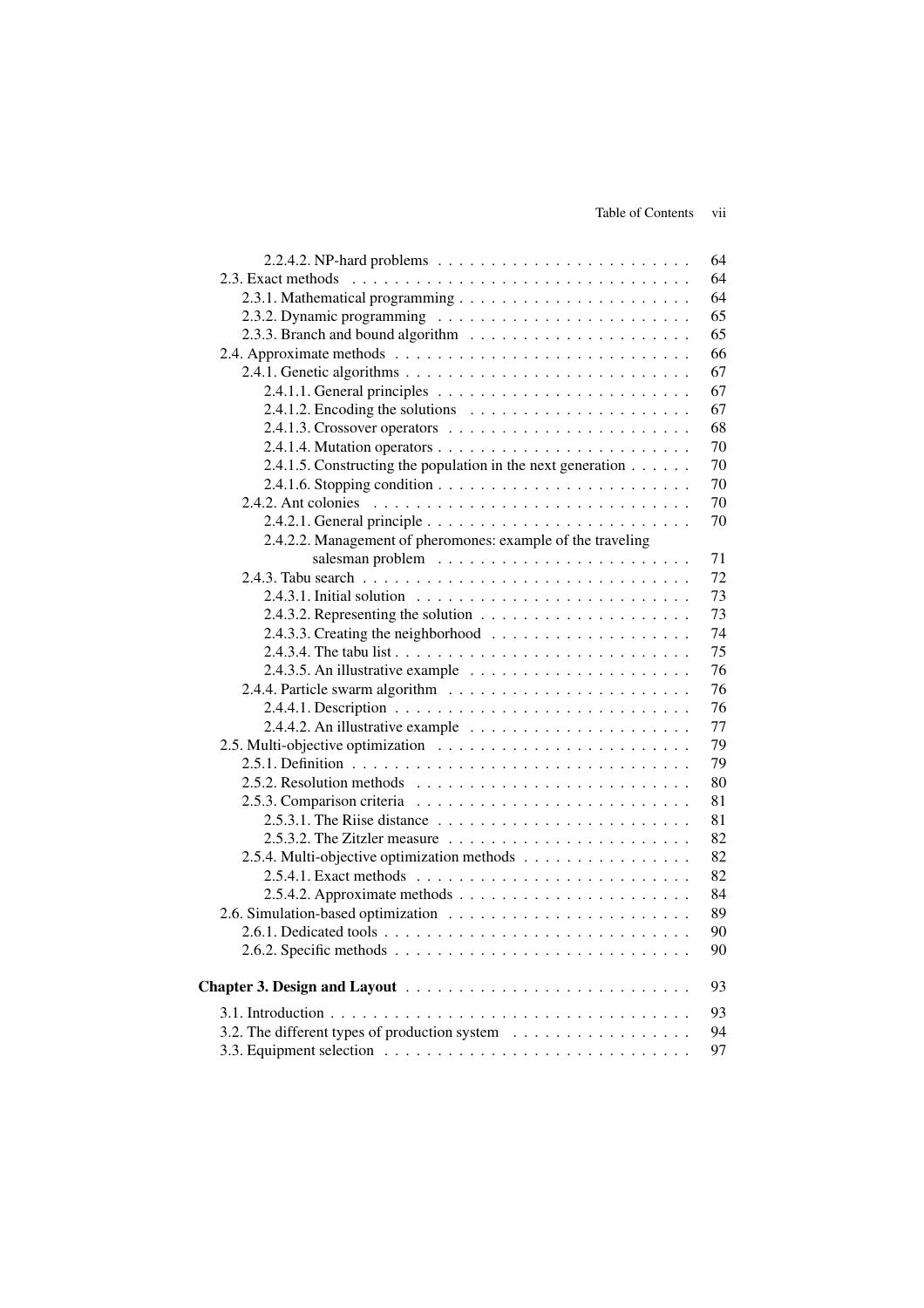2.2.4.2. NP-hard problems . . . . . . . . . . . . . . . . . . . . . . . . 64
2.3. Exact methods . . . . . . . . . . . . . . . . . . . . . . . . . . . . . . . . 64
2.3.1. Mathematical programming . . . . . . . . . . . . . . . . . . . . . . 64
2.3.2. Dynamic programming . . . . . . . . . . . . . . . . . . . . . . . . 65
2.3.3. Branch and bound algorithm . . . . . . . . . . . . . . . . . . . . . 65
2.4. Approximate methods . . . . . . . . . . . . . . . . . . . . . . . . . . . 66
2.4.1. Genetic algorithms . . . . . . . . . . . . . . . . . . . . . . . . . . 67
2.4.1.1. General principles . . . . . . . . . . . . . . . . . . . . . . . . 67
2.4.1.2. Encoding the solutions . . . . . . . . . . . . . . . . . . . . . 67
2.4.1.3. Crossover operators . . . . . . . . . . . . . . . . . . . . . . . 68
2.4.1.4. Mutation operators . . . . . . . . . . . . . . . . . . . . . . . . 70
2.4.1.5. Constructing the population in the next generation . . . . . . 70
2.4.1.6. Stopping condition . . . . . . . . . . . . . . . . . . . . . . . . 70
2.4.2. Ant colonies . . . . . . . . . . . . . . . . . . . . . . . . . . . . . 70
2.4.2.1. General principle . . . . . . . . . . . . . . . . . . . . . . . . . 70
2.4.2.2. Management of pheromones: example of the traveling salesman problem . . . . . . . . . . . . . . . . . . . . . . . . 71
2.4.3. Tabu search . . . . . . . . . . . . . . . . . . . . . . . . . . . . . . 72
2.4.3.1. Initial solution . . . . . . . . . . . . . . . . . . . . . . . . . . 73
2.4.3.2. Representing the solution . . . . . . . . . . . . . . . . . . . . 73
2.4.3.3. Creating the neighborhood . . . . . . . . . . . . . . . . . . . 74
2.4.3.4. The tabu list . . . . . . . . . . . . . . . . . . . . . . . . . . . 75
2.4.3.5. An illustrative example . . . . . . . . . . . . . . . . . . . . . 76
2.4.4. Particle swarm algorithm . . . . . . . . . . . . . . . . . . . . . . . 76
2.4.4.1. Description . . . . . . . . . . . . . . . . . . . . . . . . . . . . 76
2.4.4.2. An illustrative example . . . . . . . . . . . . . . . . . . . . . 77
2.5. Multi-objective optimization . . . . . . . . . . . . . . . . . . . . . . . . 79
2.5.1. Definition . . . . . . . . . . . . . . . . . . . . . . . . . . . . . . . 79
2.5.2. Resolution methods . . . . . . . . . . . . . . . . . . . . . . . . . . 80
2.5.3. Comparison criteria . . . . . . . . . . . . . . . . . . . . . . . . . . 81
2.5.3.1. The Riise distance . . . . . . . . . . . . . . . . . . . . . . . . 81
2.5.3.2. The Zitzler measure . . . . . . . . . . . . . . . . . . . . . . . 82
2.5.4. Multi-objective optimization methods . . . . . . . . . . . . . . . . 82
2.5.4.1. Exact methods . . . . . . . . . . . . . . . . . . . . . . . . . . 82
2.5.4.2. Approximate methods . . . . . . . . . . . . . . . . . . . . . . 84
2.6. Simulation-based optimization . . . . . . . . . . . . . . . . . . . . . . 89
2.6.1. Dedicated tools . . . . . . . . . . . . . . . . . . . . . . . . . . . . 90
2.6.2. Specific methods . . . . . . . . . . . . . . . . . . . . . . . . . . . 90

**Chapter 3. Design and Layout** . . . . . . . . . . . . . . . . . . . . . . . . 93

3.1. Introduction . . . . . . . . . . . . . . . . . . . . . . . . . . . . . . . . . 93
3.2. The different types of production system . . . . . . . . . . . . . . . . . 94
3.3. Equipment selection . . . . . . . . . . . . . . . . . . . . . . . . . . . . 97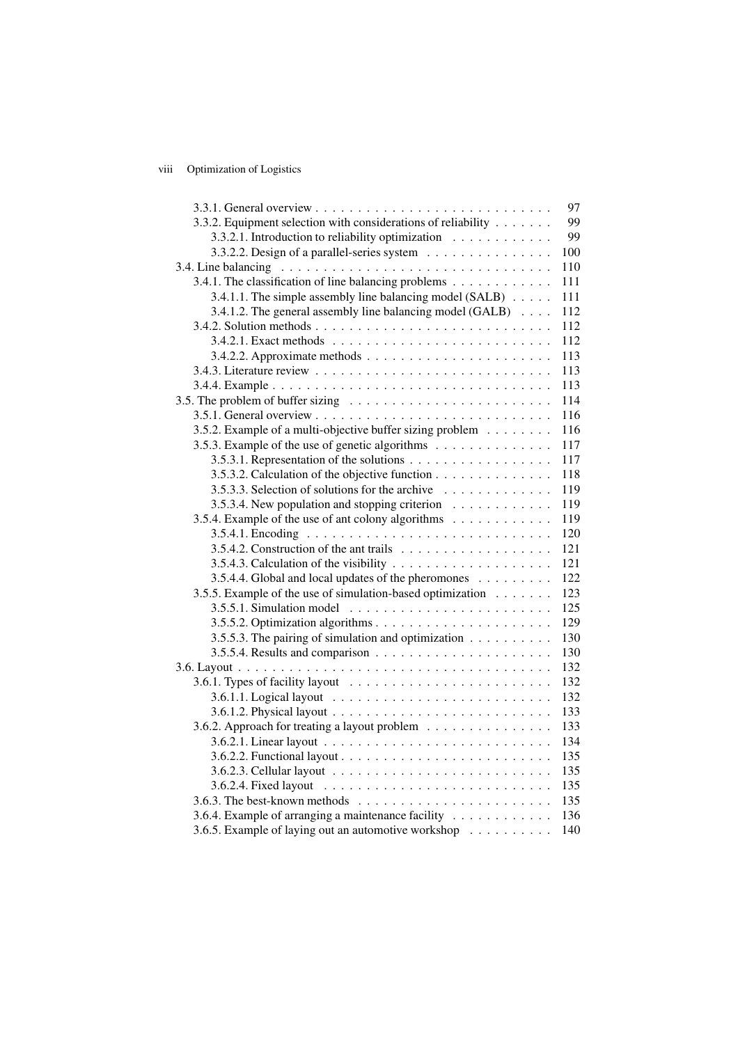3.3.1. General overview . . . . . . . . . . . . . . . . . . . . . . . . . . . . 97
3.3.2. Equipment selection with considerations of reliability . . . . . . . 99
3.3.2.1. Introduction to reliability optimization . . . . . . . . . . . . 99
3.3.2.2. Design of a parallel-series system . . . . . . . . . . . . . . . 100
3.4. Line balancing . . . . . . . . . . . . . . . . . . . . . . . . . . . . . . . . 110
3.4.1. The classification of line balancing problems . . . . . . . . . . . . 111
3.4.1.1. The simple assembly line balancing model (SALB) . . . . . 111
3.4.1.2. The general assembly line balancing model (GALB) . . . . 112
3.4.2. Solution methods . . . . . . . . . . . . . . . . . . . . . . . . . . . . 112
3.4.2.1. Exact methods . . . . . . . . . . . . . . . . . . . . . . . . . . 112
3.4.2.2. Approximate methods . . . . . . . . . . . . . . . . . . . . . . 113
3.4.3. Literature review . . . . . . . . . . . . . . . . . . . . . . . . . . . . 113
3.4.4. Example . . . . . . . . . . . . . . . . . . . . . . . . . . . . . . . . . 113
3.5. The problem of buffer sizing . . . . . . . . . . . . . . . . . . . . . . . . 114
3.5.1. General overview . . . . . . . . . . . . . . . . . . . . . . . . . . . . 116
3.5.2. Example of a multi-objective buffer sizing problem . . . . . . . . 116
3.5.3. Example of the use of genetic algorithms . . . . . . . . . . . . . . 117
3.5.3.1. Representation of the solutions . . . . . . . . . . . . . . . . . 117
3.5.3.2. Calculation of the objective function . . . . . . . . . . . . . . 118
3.5.3.3. Selection of solutions for the archive . . . . . . . . . . . . . 119
3.5.3.4. New population and stopping criterion . . . . . . . . . . . . 119
3.5.4. Example of the use of ant colony algorithms . . . . . . . . . . . . 119
3.5.4.1. Encoding . . . . . . . . . . . . . . . . . . . . . . . . . . . . . 120
3.5.4.2. Construction of the ant trails . . . . . . . . . . . . . . . . . . 121
3.5.4.3. Calculation of the visibility . . . . . . . . . . . . . . . . . . . 121
3.5.4.4. Global and local updates of the pheromones . . . . . . . . . 122
3.5.5. Example of the use of simulation-based optimization . . . . . . . 123
3.5.5.1. Simulation model . . . . . . . . . . . . . . . . . . . . . . . . 125
3.5.5.2. Optimization algorithms . . . . . . . . . . . . . . . . . . . . . 129
3.5.5.3. The pairing of simulation and optimization . . . . . . . . . . 130
3.5.5.4. Results and comparison . . . . . . . . . . . . . . . . . . . . . 130
3.6. Layout . . . . . . . . . . . . . . . . . . . . . . . . . . . . . . . . . . . . . 132
3.6.1. Types of facility layout . . . . . . . . . . . . . . . . . . . . . . . . 132
3.6.1.1. Logical layout . . . . . . . . . . . . . . . . . . . . . . . . . . 132
3.6.1.2. Physical layout . . . . . . . . . . . . . . . . . . . . . . . . . . 133
3.6.2. Approach for treating a layout problem . . . . . . . . . . . . . . . 133
3.6.2.1. Linear layout . . . . . . . . . . . . . . . . . . . . . . . . . . . 134
3.6.2.2. Functional layout . . . . . . . . . . . . . . . . . . . . . . . . . 135
3.6.2.3. Cellular layout . . . . . . . . . . . . . . . . . . . . . . . . . . 135
3.6.2.4. Fixed layout . . . . . . . . . . . . . . . . . . . . . . . . . . . 135
3.6.3. The best-known methods . . . . . . . . . . . . . . . . . . . . . . . 135
3.6.4. Example of arranging a maintenance facility . . . . . . . . . . . . 136
3.6.5. Example of laying out an automotive workshop . . . . . . . . . . 140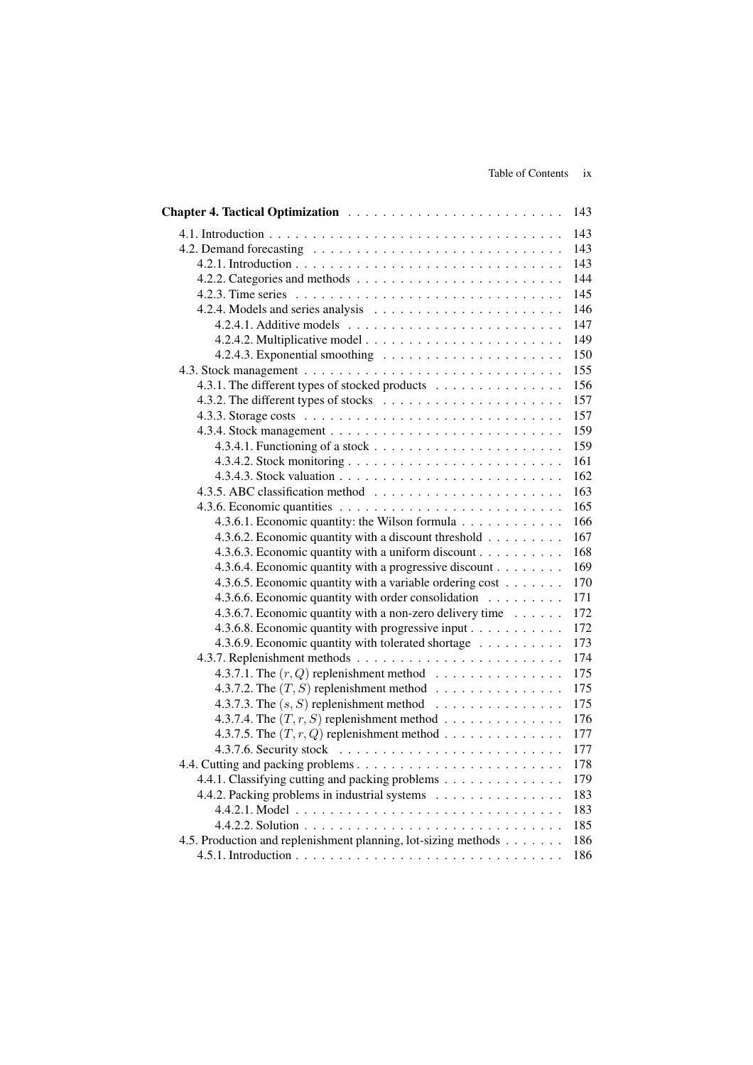**Chapter 4. Tactical Optimization** . . . . . . . . . . . . . . . . . . . . . . . . . 143

4.1. Introduction . . . . . . . . . . . . . . . . . . . . . . . . . . . . . . . . . . . 143
4.2. Demand forecasting . . . . . . . . . . . . . . . . . . . . . . . . . . . . . 143
4.2.1. Introduction . . . . . . . . . . . . . . . . . . . . . . . . . . . . . . . 143
4.2.2. Categories and methods . . . . . . . . . . . . . . . . . . . . . . . . 144
4.2.3. Time series . . . . . . . . . . . . . . . . . . . . . . . . . . . . . . . 145
4.2.4. Models and series analysis . . . . . . . . . . . . . . . . . . . . . . 146
4.2.4.1. Additive models . . . . . . . . . . . . . . . . . . . . . . . . . 147
4.2.4.2. Multiplicative model . . . . . . . . . . . . . . . . . . . . . . . 149
4.2.4.3. Exponential smoothing . . . . . . . . . . . . . . . . . . . . . 150
4.3. Stock management . . . . . . . . . . . . . . . . . . . . . . . . . . . . . 155
4.3.1. The different types of stocked products . . . . . . . . . . . . . . . 156
4.3.2. The different types of stocks . . . . . . . . . . . . . . . . . . . . . 157
4.3.3. Storage costs . . . . . . . . . . . . . . . . . . . . . . . . . . . . . . 157
4.3.4. Stock management . . . . . . . . . . . . . . . . . . . . . . . . . . . 159
4.3.4.1. Functioning of a stock . . . . . . . . . . . . . . . . . . . . . . 159
4.3.4.2. Stock monitoring . . . . . . . . . . . . . . . . . . . . . . . . . 161
4.3.4.3. Stock valuation . . . . . . . . . . . . . . . . . . . . . . . . . . 162
4.3.5. ABC classification method . . . . . . . . . . . . . . . . . . . . . . 163
4.3.6. Economic quantities . . . . . . . . . . . . . . . . . . . . . . . . . . 165
4.3.6.1. Economic quantity: the Wilson formula . . . . . . . . . . . . 166
4.3.6.2. Economic quantity with a discount threshold . . . . . . . . . 167
4.3.6.3. Economic quantity with a uniform discount . . . . . . . . . . 168
4.3.6.4. Economic quantity with a progressive discount . . . . . . . . 169
4.3.6.5. Economic quantity with a variable ordering cost . . . . . . . 170
4.3.6.6. Economic quantity with order consolidation . . . . . . . . . 171
4.3.6.7. Economic quantity with a non-zero delivery time . . . . . . 172
4.3.6.8. Economic quantity with progressive input . . . . . . . . . . . 172
4.3.6.9. Economic quantity with tolerated shortage . . . . . . . . . . 173
4.3.7. Replenishment methods . . . . . . . . . . . . . . . . . . . . . . . . 174
4.3.7.1. The $(r, Q)$ replenishment method . . . . . . . . . . . . . . . 175
4.3.7.2. The $(T, S)$ replenishment method . . . . . . . . . . . . . . . 175
4.3.7.3. The $(s, S)$ replenishment method . . . . . . . . . . . . . . . 175
4.3.7.4. The $(T, r, S)$ replenishment method . . . . . . . . . . . . . . 176
4.3.7.5. The $(T, r, Q)$ replenishment method . . . . . . . . . . . . . . 177
4.3.7.6. Security stock . . . . . . . . . . . . . . . . . . . . . . . . . . 177
4.4. Cutting and packing problems . . . . . . . . . . . . . . . . . . . . . . . 178
4.4.1. Classifying cutting and packing problems . . . . . . . . . . . . . . 179
4.4.2. Packing problems in industrial systems . . . . . . . . . . . . . . . 183
4.4.2.1. Model . . . . . . . . . . . . . . . . . . . . . . . . . . . . . . . 183
4.4.2.2. Solution . . . . . . . . . . . . . . . . . . . . . . . . . . . . . . 185
4.5. Production and replenishment planning, lot-sizing methods . . . . . . . 186
4.5.1. Introduction . . . . . . . . . . . . . . . . . . . . . . . . . . . . . . . 186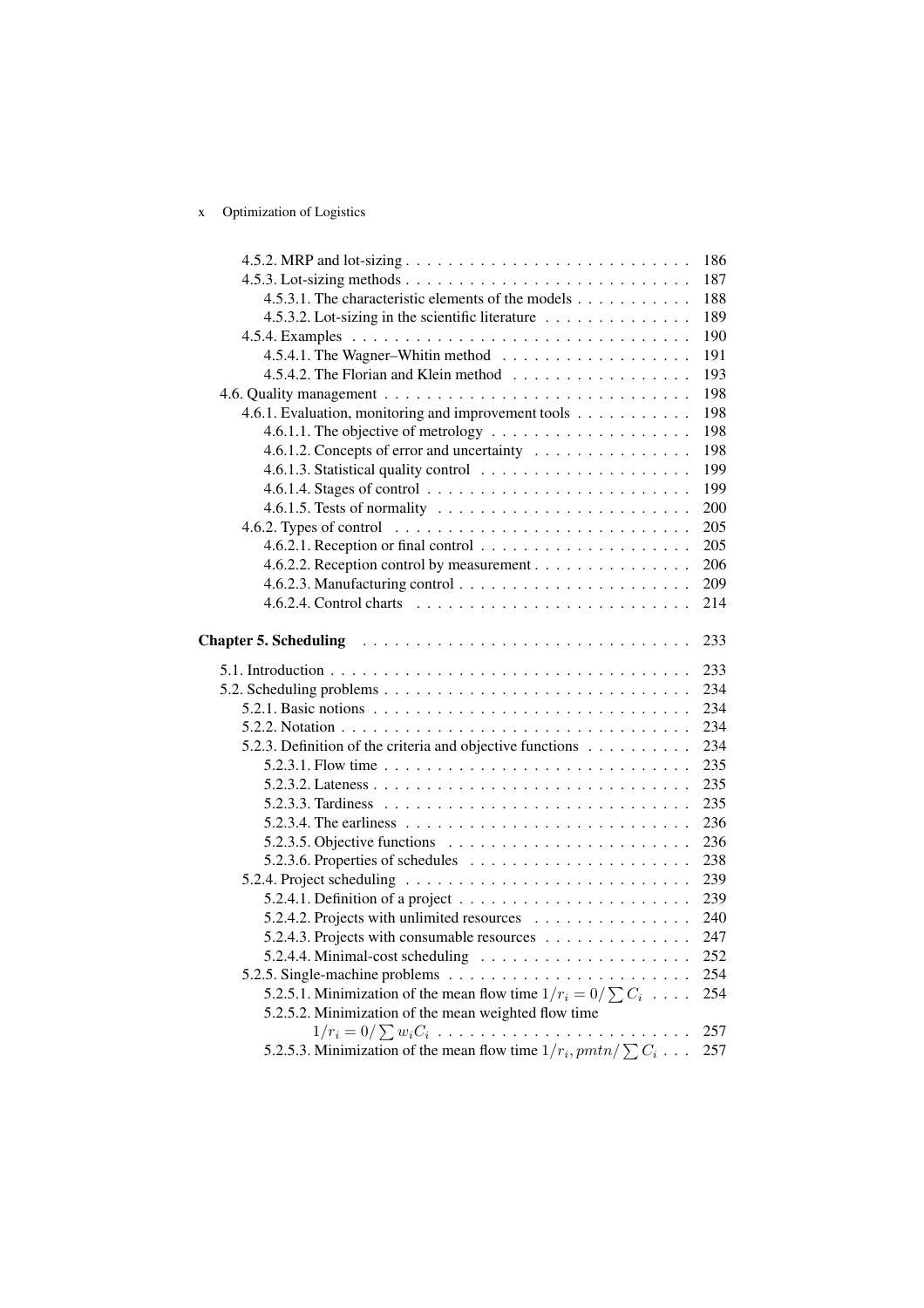4.5.2. MRP and lot-sizing . . . . . . . . . . . . . . . . . . . . . . . . . . 186
4.5.3. Lot-sizing methods . . . . . . . . . . . . . . . . . . . . . . . . . . 187
4.5.3.1. The characteristic elements of the models . . . . . . . . . . . 188
4.5.3.2. Lot-sizing in the scientific literature . . . . . . . . . . . . . 189
4.5.4. Examples . . . . . . . . . . . . . . . . . . . . . . . . . . . . . . 190
4.5.4.1. The Wagner–Whitin method . . . . . . . . . . . . . . . . . 191
4.5.4.2. The Florian and Klein method . . . . . . . . . . . . . . . . 193
4.6. Quality management . . . . . . . . . . . . . . . . . . . . . . . . . . . 198
4.6.1. Evaluation, monitoring and improvement tools . . . . . . . . . . 198
4.6.1.1. The objective of metrology . . . . . . . . . . . . . . . . . . 198
4.6.1.2. Concepts of error and uncertainty . . . . . . . . . . . . . . 198
4.6.1.3. Statistical quality control . . . . . . . . . . . . . . . . . . . 199
4.6.1.4. Stages of control . . . . . . . . . . . . . . . . . . . . . . . 199
4.6.1.5. Tests of normality . . . . . . . . . . . . . . . . . . . . . . . 200
4.6.2. Types of control . . . . . . . . . . . . . . . . . . . . . . . . . . 205
4.6.2.1. Reception or final control . . . . . . . . . . . . . . . . . . . 205
4.6.2.2. Reception control by measurement . . . . . . . . . . . . . . 206
4.6.2.3. Manufacturing control . . . . . . . . . . . . . . . . . . . . . 209
4.6.2.4. Control charts . . . . . . . . . . . . . . . . . . . . . . . . . 214

**Chapter 5. Scheduling** . . . . . . . . . . . . . . . . . . . . . . . . . . . . 233

5.1. Introduction . . . . . . . . . . . . . . . . . . . . . . . . . . . . . . . 233
5.2. Scheduling problems . . . . . . . . . . . . . . . . . . . . . . . . . . . 234
5.2.1. Basic notions . . . . . . . . . . . . . . . . . . . . . . . . . . . . 234
5.2.2. Notation . . . . . . . . . . . . . . . . . . . . . . . . . . . . . . . 234
5.2.3. Definition of the criteria and objective functions . . . . . . . . . 234
5.2.3.1. Flow time . . . . . . . . . . . . . . . . . . . . . . . . . . . . 235
5.2.3.2. Lateness . . . . . . . . . . . . . . . . . . . . . . . . . . . . . 235
5.2.3.3. Tardiness . . . . . . . . . . . . . . . . . . . . . . . . . . . . 235
5.2.3.4. The earliness . . . . . . . . . . . . . . . . . . . . . . . . . . 236
5.2.3.5. Objective functions . . . . . . . . . . . . . . . . . . . . . . . 236
5.2.3.6. Properties of schedules . . . . . . . . . . . . . . . . . . . . . 238
5.2.4. Project scheduling . . . . . . . . . . . . . . . . . . . . . . . . . . 239
5.2.4.1. Definition of a project . . . . . . . . . . . . . . . . . . . . . 239
5.2.4.2. Projects with unlimited resources . . . . . . . . . . . . . . . 240
5.2.4.3. Projects with consumable resources . . . . . . . . . . . . . . 247
5.2.4.4. Minimal-cost scheduling . . . . . . . . . . . . . . . . . . . . 252
5.2.5. Single-machine problems . . . . . . . . . . . . . . . . . . . . . . 254
5.2.5.1. Minimization of the mean flow time $1/r_i = 0/\sum C_i$ . . . . 254
5.2.5.2. Minimization of the mean weighted flow time $1/r_i = 0/\sum w_iC_i$ . . . . . . . . . . . . . . . . . . . . . . . . 257
5.2.5.3. Minimization of the mean flow time $1/r_i, pmtn/\sum C_i$ . . . 257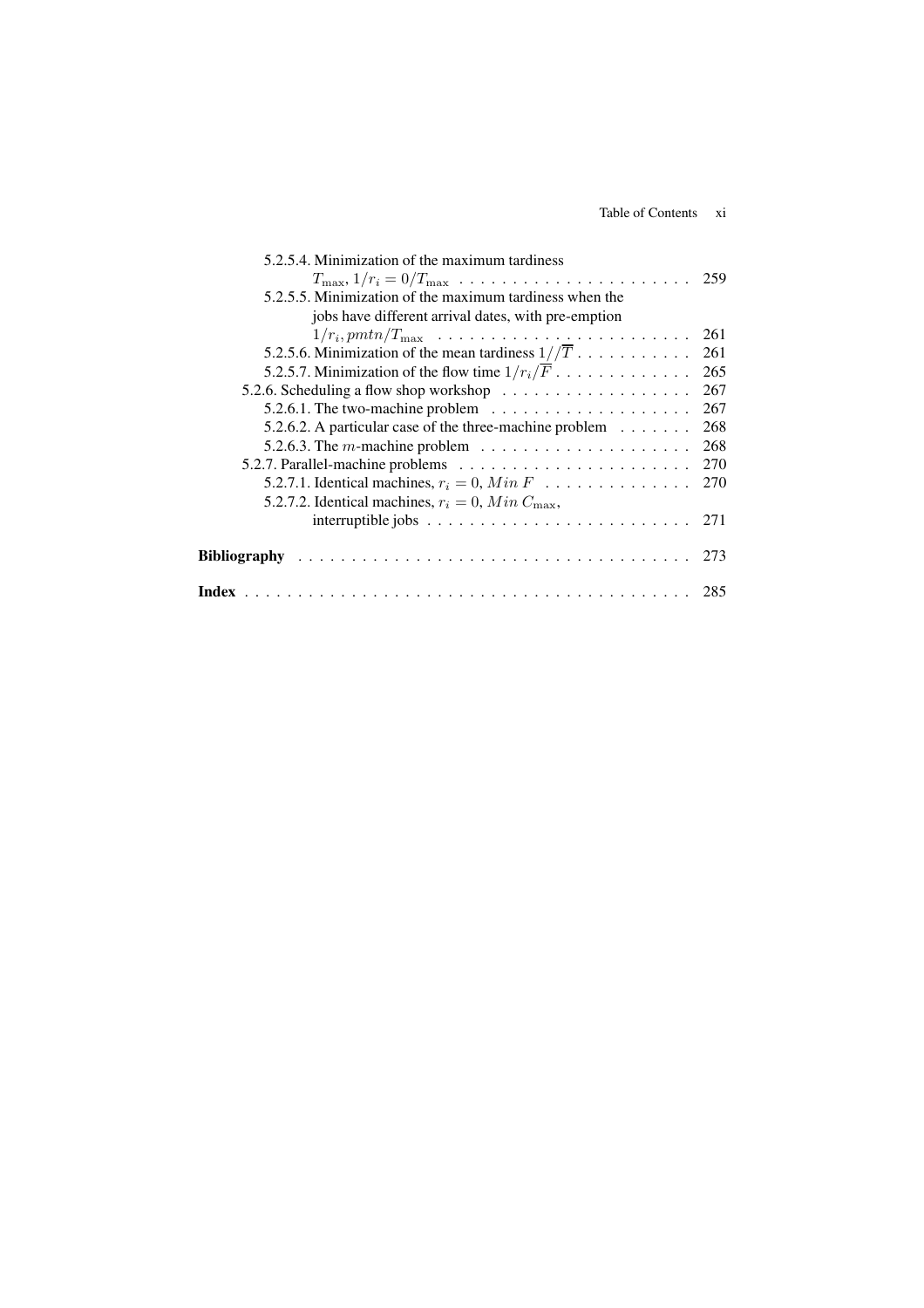5.2.5.4. Minimization of the maximum tardiness $T_{\max}$, $1/r_i = 0/T_{\max}$ . . . . . . . . . . . . . . . . . . . . . . 259

5.2.5.5. Minimization of the maximum tardiness when the jobs have different arrival dates, with pre-emption $1/r_i, pmtn/T_{\max}$ . . . . . . . . . . . . . . . . . . . . . . . . 261

5.2.5.6. Minimization of the mean tardiness $1//\overline{T}$ . . . . . . . . . . . 261

5.2.5.7. Minimization of the flow time $1/r_i/\overline{F}$ . . . . . . . . . . . . . 265

5.2.6. Scheduling a flow shop workshop . . . . . . . . . . . . . . . . . . 267

5.2.6.1. The two-machine problem . . . . . . . . . . . . . . . . . . . 267

5.2.6.2. A particular case of the three-machine problem . . . . . . . 268

5.2.6.3. The $m$-machine problem . . . . . . . . . . . . . . . . . . . . 268

5.2.7. Parallel-machine problems . . . . . . . . . . . . . . . . . . . . . . 270

5.2.7.1. Identical machines, $r_i = 0$, $Min\ F$ . . . . . . . . . . . . . . 270

5.2.7.2. Identical machines, $r_i = 0$, $Min\ C_{\max}$, interruptible jobs . . . . . . . . . . . . . . . . . . . . . . . . . . 271

**Bibliography** . . . . . . . . . . . . . . . . . . . . . . . . . . . . . . . . . . . . . 273

**Index** . . . . . . . . . . . . . . . . . . . . . . . . . . . . . . . . . . . . . . . . . . 285